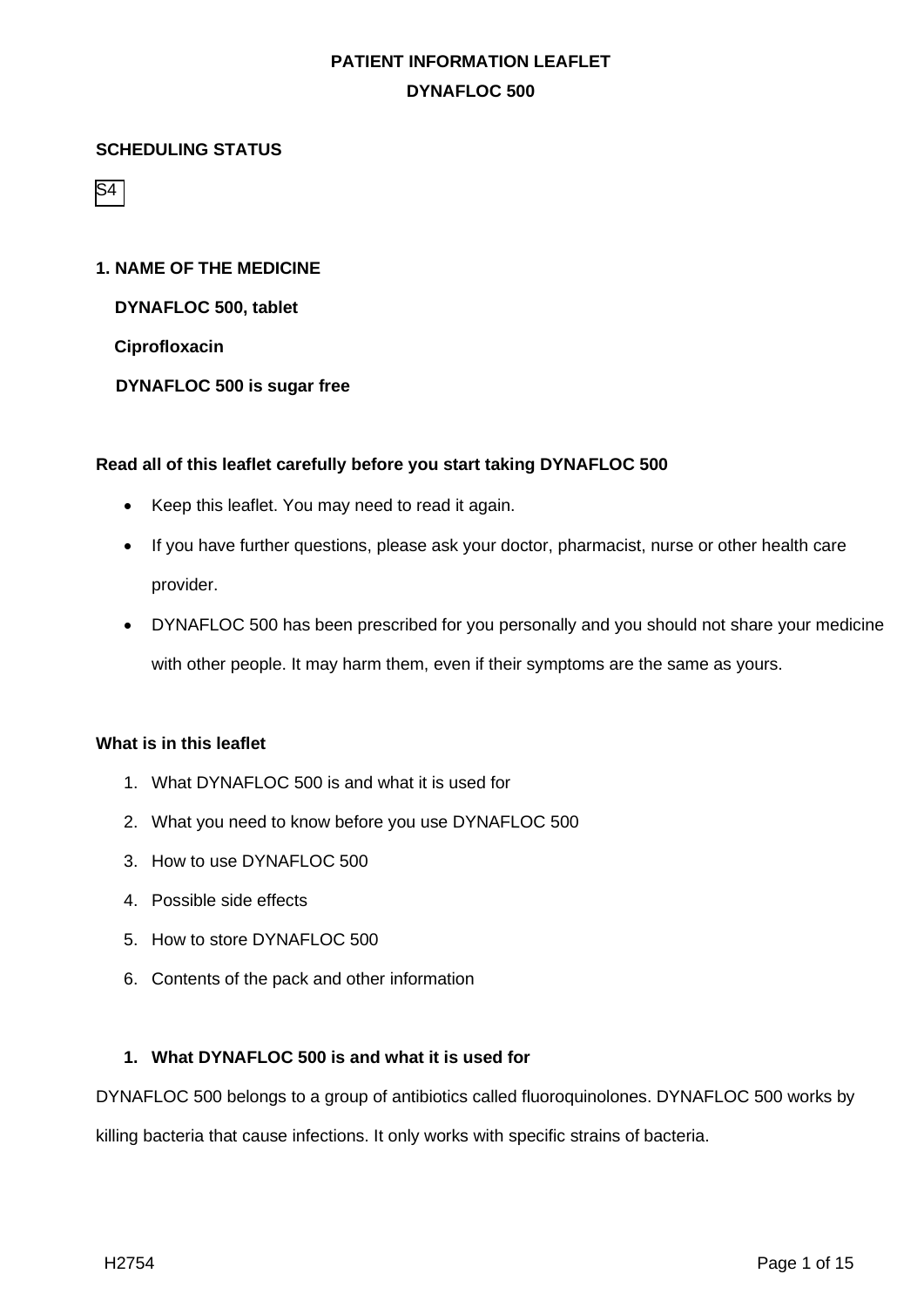# PATIENT INFORMATION LEAFLET

## DYNAFLOC 500

**SCHEDULING STATUS**

S4

**1. NAME OF THE MEDICINE**

**DYNAFLOC 500, tablet**

**Ciprofloxacin**

**DYNAFLOC 500 is sugar free**

**Read all of this leaflet carefully before you start taking DYNAFLOC 500**

- Keep this leaflet. You may need to read it again.
- If you have further questions, please ask your doctor, pharmacist, nurse or other health care provider.
- DYNAFLOC 500 has been prescribed for you personally and you should not share your medicine with other people. It may harm them, even if their symptoms are the same as yours.

**What is in this leaflet**

1. What DYNAFLOC 500 is and what it is used for
2. What you need to know before you use DYNAFLOC 500
3. How to use DYNAFLOC 500
4. Possible side effects
5. How to store DYNAFLOC 500
6. Contents of the pack and other information

**1. What DYNAFLOC 500 is and what it is used for**

DYNAFLOC 500 belongs to a group of antibiotics called fluoroquinolones. DYNAFLOC 500 works by killing bacteria that cause infections. It only works with specific strains of bacteria.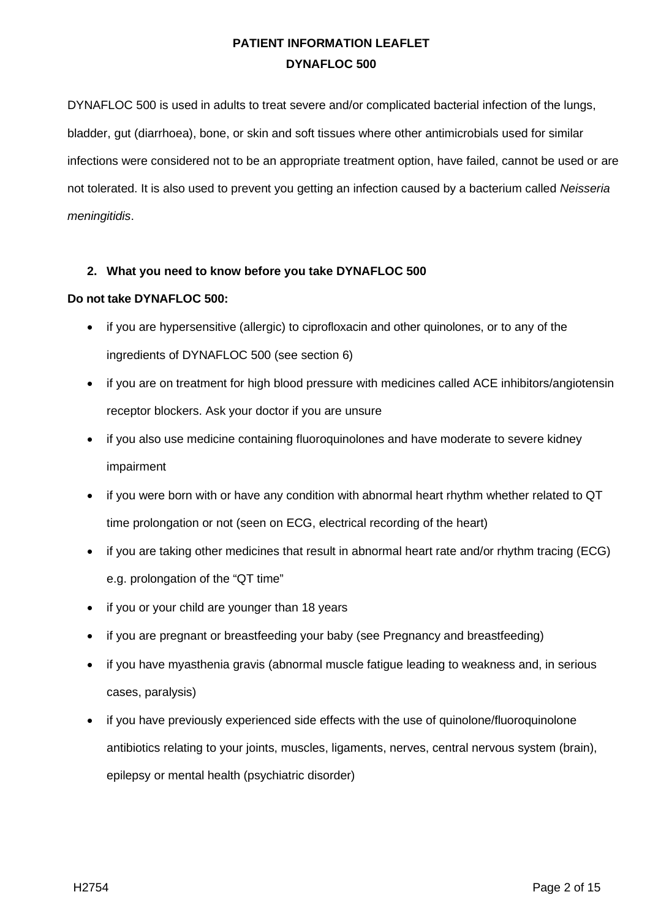# PATIENT INFORMATION LEAFLET

# DYNAFLOC 500

DYNAFLOC 500 is used in adults to treat severe and/or complicated bacterial infection of the lungs, bladder, gut (diarrhoea), bone, or skin and soft tissues where other antimicrobials used for similar infections were considered not to be an appropriate treatment option, have failed, cannot be used or are not tolerated. It is also used to prevent you getting an infection caused by a bacterium called *Neisseria meningitidis*.

## 2. What you need to know before you take DYNAFLOC 500

**Do not take DYNAFLOC 500:**

- if you are hypersensitive (allergic) to ciprofloxacin and other quinolones, or to any of the ingredients of DYNAFLOC 500 (see section 6)
- if you are on treatment for high blood pressure with medicines called ACE inhibitors/angiotensin receptor blockers. Ask your doctor if you are unsure
- if you also use medicine containing fluoroquinolones and have moderate to severe kidney impairment
- if you were born with or have any condition with abnormal heart rhythm whether related to QT time prolongation or not (seen on ECG, electrical recording of the heart)
- if you are taking other medicines that result in abnormal heart rate and/or rhythm tracing (ECG) e.g. prolongation of the "QT time"
- if you or your child are younger than 18 years
- if you are pregnant or breastfeeding your baby (see Pregnancy and breastfeeding)
- if you have myasthenia gravis (abnormal muscle fatigue leading to weakness and, in serious cases, paralysis)
- if you have previously experienced side effects with the use of quinolone/fluoroquinolone antibiotics relating to your joints, muscles, ligaments, nerves, central nervous system (brain), epilepsy or mental health (psychiatric disorder)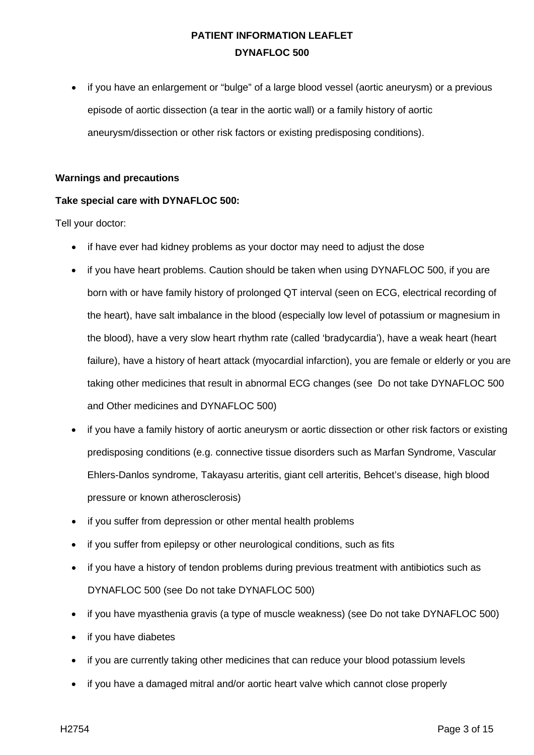- if you have an enlargement or "bulge" of a large blood vessel (aortic aneurysm) or a previous episode of aortic dissection (a tear in the aortic wall) or a family history of aortic aneurysm/dissection or other risk factors or existing predisposing conditions).

**Warnings and precautions**

**Take special care with DYNAFLOC 500:**

Tell your doctor:

- if have ever had kidney problems as your doctor may need to adjust the dose
- if you have heart problems. Caution should be taken when using DYNAFLOC 500, if you are born with or have family history of prolonged QT interval (seen on ECG, electrical recording of the heart), have salt imbalance in the blood (especially low level of potassium or magnesium in the blood), have a very slow heart rhythm rate (called 'bradycardia'), have a weak heart (heart failure), have a history of heart attack (myocardial infarction), you are female or elderly or you are taking other medicines that result in abnormal ECG changes (see Do not take DYNAFLOC 500 and Other medicines and DYNAFLOC 500)
- if you have a family history of aortic aneurysm or aortic dissection or other risk factors or existing predisposing conditions (e.g. connective tissue disorders such as Marfan Syndrome, Vascular Ehlers-Danlos syndrome, Takayasu arteritis, giant cell arteritis, Behcet's disease, high blood pressure or known atherosclerosis)
- if you suffer from depression or other mental health problems
- if you suffer from epilepsy or other neurological conditions, such as fits
- if you have a history of tendon problems during previous treatment with antibiotics such as DYNAFLOC 500 (see Do not take DYNAFLOC 500)
- if you have myasthenia gravis (a type of muscle weakness) (see Do not take DYNAFLOC 500)
- if you have diabetes
- if you are currently taking other medicines that can reduce your blood potassium levels
- if you have a damaged mitral and/or aortic heart valve which cannot close properly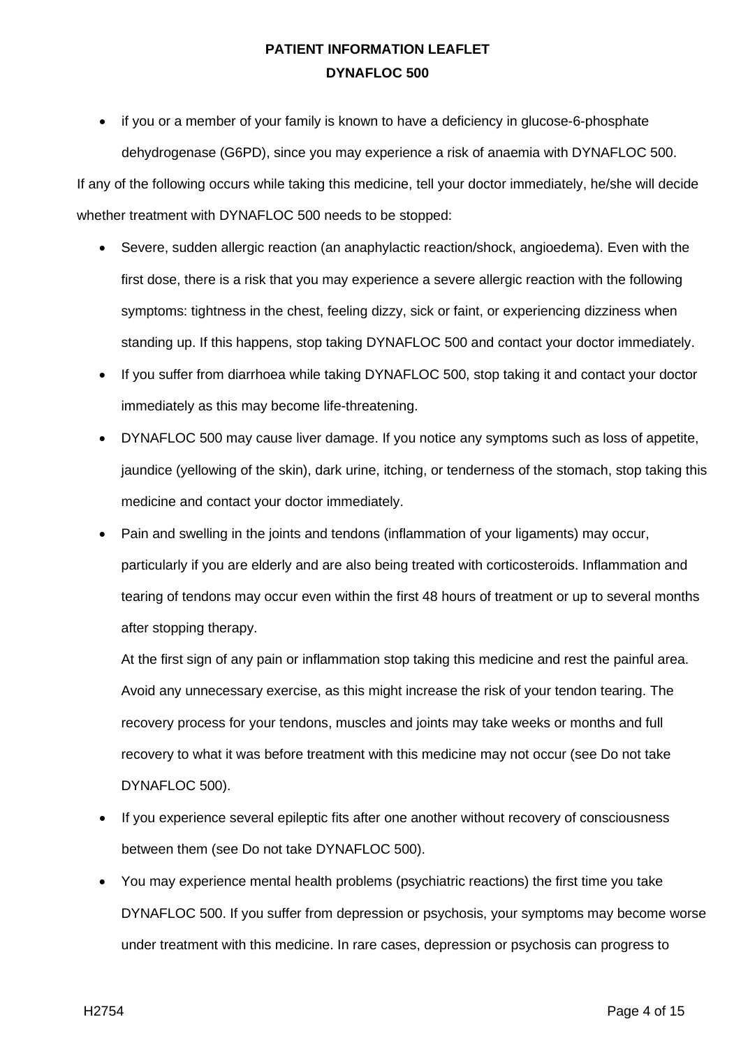- if you or a member of your family is known to have a deficiency in glucose-6-phosphate dehydrogenase (G6PD), since you may experience a risk of anaemia with DYNAFLOC 500.

If any of the following occurs while taking this medicine, tell your doctor immediately, he/she will decide whether treatment with DYNAFLOC 500 needs to be stopped:

- Severe, sudden allergic reaction (an anaphylactic reaction/shock, angioedema). Even with the first dose, there is a risk that you may experience a severe allergic reaction with the following symptoms: tightness in the chest, feeling dizzy, sick or faint, or experiencing dizziness when standing up. If this happens, stop taking DYNAFLOC 500 and contact your doctor immediately.
- If you suffer from diarrhoea while taking DYNAFLOC 500, stop taking it and contact your doctor immediately as this may become life-threatening.
- DYNAFLOC 500 may cause liver damage. If you notice any symptoms such as loss of appetite, jaundice (yellowing of the skin), dark urine, itching, or tenderness of the stomach, stop taking this medicine and contact your doctor immediately.
- Pain and swelling in the joints and tendons (inflammation of your ligaments) may occur, particularly if you are elderly and are also being treated with corticosteroids. Inflammation and tearing of tendons may occur even within the first 48 hours of treatment or up to several months after stopping therapy.

  At the first sign of any pain or inflammation stop taking this medicine and rest the painful area. Avoid any unnecessary exercise, as this might increase the risk of your tendon tearing. The recovery process for your tendons, muscles and joints may take weeks or months and full recovery to what it was before treatment with this medicine may not occur (see Do not take DYNAFLOC 500).
- If you experience several epileptic fits after one another without recovery of consciousness between them (see Do not take DYNAFLOC 500).
- You may experience mental health problems (psychiatric reactions) the first time you take DYNAFLOC 500. If you suffer from depression or psychosis, your symptoms may become worse under treatment with this medicine. In rare cases, depression or psychosis can progress to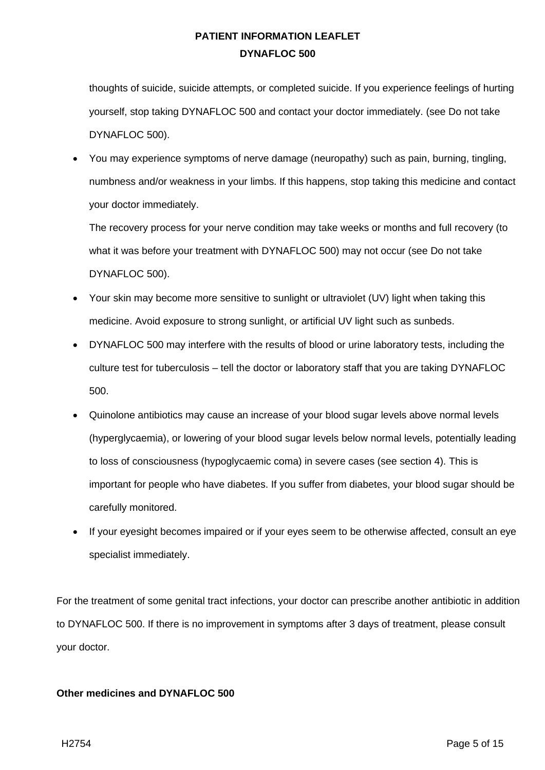thoughts of suicide, suicide attempts, or completed suicide. If you experience feelings of hurting yourself, stop taking DYNAFLOC 500 and contact your doctor immediately. (see Do not take DYNAFLOC 500).

- You may experience symptoms of nerve damage (neuropathy) such as pain, burning, tingling, numbness and/or weakness in your limbs. If this happens, stop taking this medicine and contact your doctor immediately.
  The recovery process for your nerve condition may take weeks or months and full recovery (to what it was before your treatment with DYNAFLOC 500) may not occur (see Do not take DYNAFLOC 500).
- Your skin may become more sensitive to sunlight or ultraviolet (UV) light when taking this medicine. Avoid exposure to strong sunlight, or artificial UV light such as sunbeds.
- DYNAFLOC 500 may interfere with the results of blood or urine laboratory tests, including the culture test for tuberculosis – tell the doctor or laboratory staff that you are taking DYNAFLOC 500.
- Quinolone antibiotics may cause an increase of your blood sugar levels above normal levels (hyperglycaemia), or lowering of your blood sugar levels below normal levels, potentially leading to loss of consciousness (hypoglycaemic coma) in severe cases (see section 4). This is important for people who have diabetes. If you suffer from diabetes, your blood sugar should be carefully monitored.
- If your eyesight becomes impaired or if your eyes seem to be otherwise affected, consult an eye specialist immediately.

For the treatment of some genital tract infections, your doctor can prescribe another antibiotic in addition to DYNAFLOC 500. If there is no improvement in symptoms after 3 days of treatment, please consult your doctor.

**Other medicines and DYNAFLOC 500**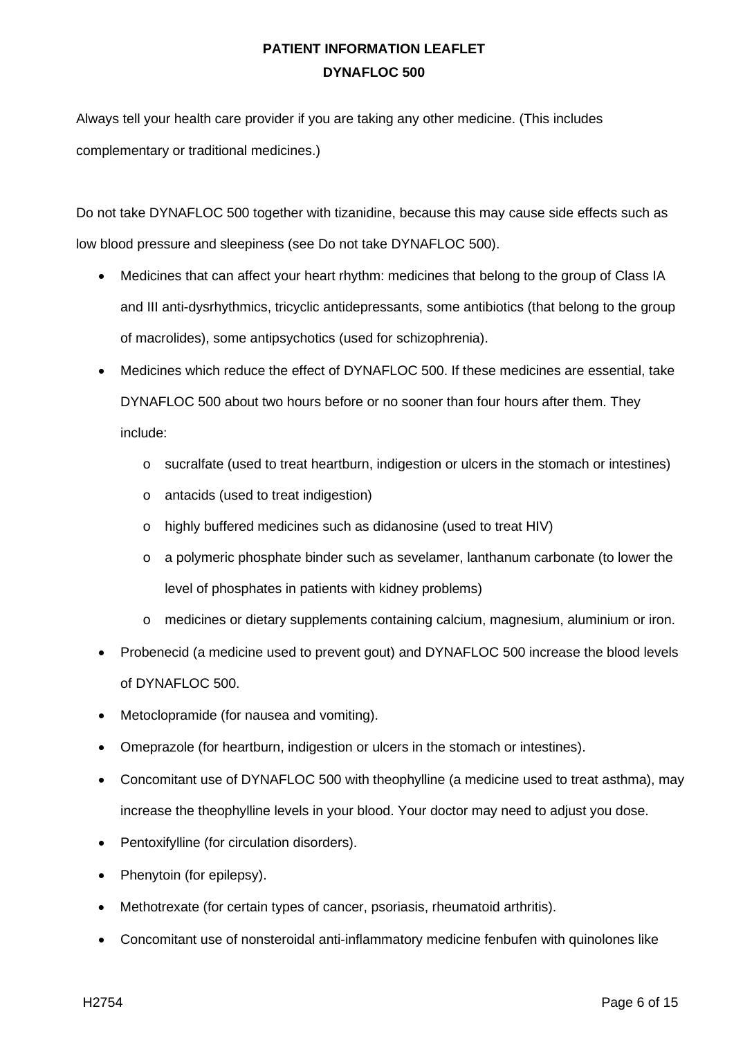Always tell your health care provider if you are taking any other medicine. (This includes complementary or traditional medicines.)

Do not take DYNAFLOC 500 together with tizanidine, because this may cause side effects such as low blood pressure and sleepiness (see Do not take DYNAFLOC 500).

- Medicines that can affect your heart rhythm: medicines that belong to the group of Class IA and III anti-dysrhythmics, tricyclic antidepressants, some antibiotics (that belong to the group of macrolides), some antipsychotics (used for schizophrenia).
- Medicines which reduce the effect of DYNAFLOC 500. If these medicines are essential, take DYNAFLOC 500 about two hours before or no sooner than four hours after them. They include:
  - sucralfate (used to treat heartburn, indigestion or ulcers in the stomach or intestines)
  - antacids (used to treat indigestion)
  - highly buffered medicines such as didanosine (used to treat HIV)
  - a polymeric phosphate binder such as sevelamer, lanthanum carbonate (to lower the level of phosphates in patients with kidney problems)
  - medicines or dietary supplements containing calcium, magnesium, aluminium or iron.
- Probenecid (a medicine used to prevent gout) and DYNAFLOC 500 increase the blood levels of DYNAFLOC 500.
- Metoclopramide (for nausea and vomiting).
- Omeprazole (for heartburn, indigestion or ulcers in the stomach or intestines).
- Concomitant use of DYNAFLOC 500 with theophylline (a medicine used to treat asthma), may increase the theophylline levels in your blood. Your doctor may need to adjust you dose.
- Pentoxifylline (for circulation disorders).
- Phenytoin (for epilepsy).
- Methotrexate (for certain types of cancer, psoriasis, rheumatoid arthritis).
- Concomitant use of nonsteroidal anti-inflammatory medicine fenbufen with quinolones like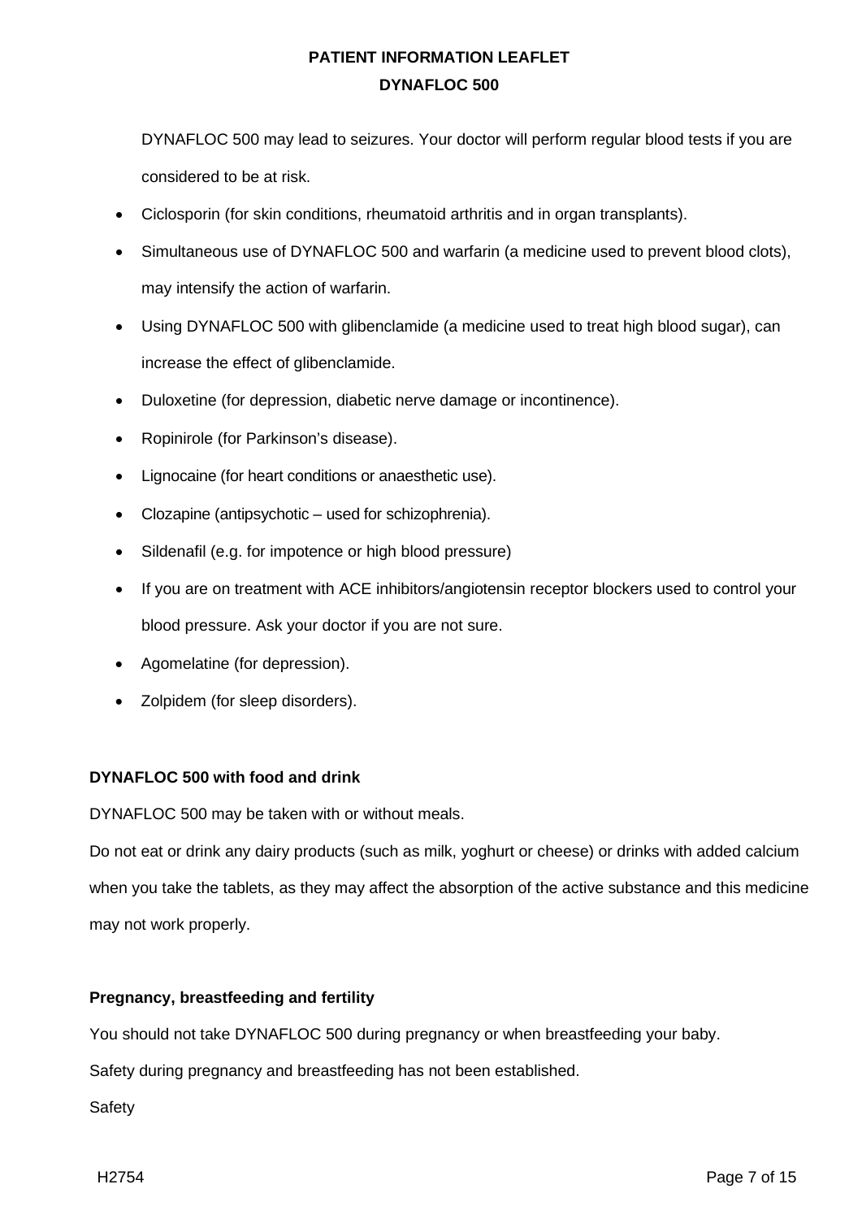DYNAFLOC 500 may lead to seizures. Your doctor will perform regular blood tests if you are considered to be at risk.

- Ciclosporin (for skin conditions, rheumatoid arthritis and in organ transplants).
- Simultaneous use of DYNAFLOC 500 and warfarin (a medicine used to prevent blood clots), may intensify the action of warfarin.
- Using DYNAFLOC 500 with glibenclamide (a medicine used to treat high blood sugar), can increase the effect of glibenclamide.
- Duloxetine (for depression, diabetic nerve damage or incontinence).
- Ropinirole (for Parkinson's disease).
- Lignocaine (for heart conditions or anaesthetic use).
- Clozapine (antipsychotic – used for schizophrenia).
- Sildenafil (e.g. for impotence or high blood pressure)
- If you are on treatment with ACE inhibitors/angiotensin receptor blockers used to control your blood pressure. Ask your doctor if you are not sure.
- Agomelatine (for depression).
- Zolpidem (for sleep disorders).

**DYNAFLOC 500 with food and drink**

DYNAFLOC 500 may be taken with or without meals.

Do not eat or drink any dairy products (such as milk, yoghurt or cheese) or drinks with added calcium when you take the tablets, as they may affect the absorption of the active substance and this medicine may not work properly.

**Pregnancy, breastfeeding and fertility**

You should not take DYNAFLOC 500 during pregnancy or when breastfeeding your baby.

Safety during pregnancy and breastfeeding has not been established.

Safety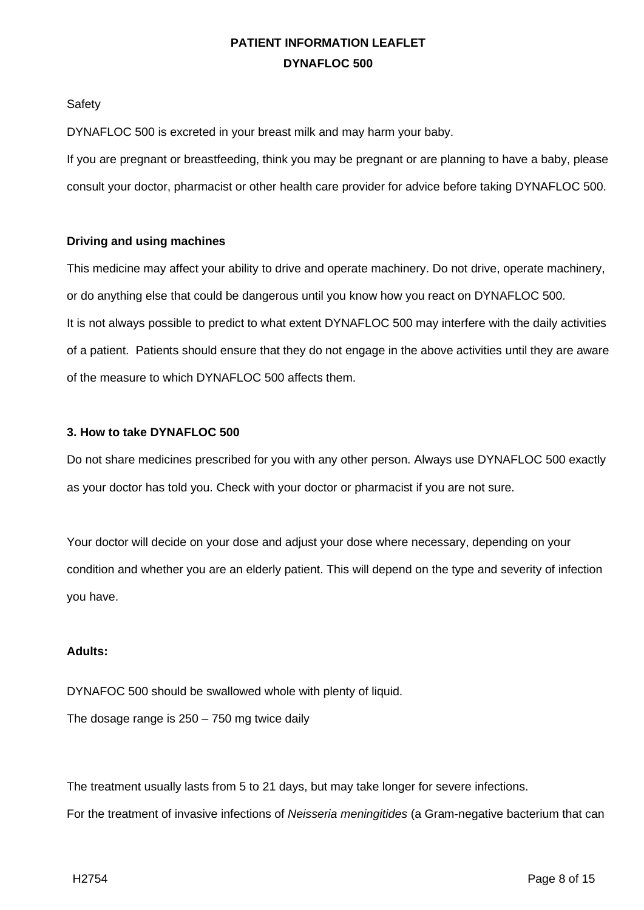Safety

DYNAFLOC 500 is excreted in your breast milk and may harm your baby.

If you are pregnant or breastfeeding, think you may be pregnant or are planning to have a baby, please consult your doctor, pharmacist or other health care provider for advice before taking DYNAFLOC 500.

**Driving and using machines**

This medicine may affect your ability to drive and operate machinery. Do not drive, operate machinery, or do anything else that could be dangerous until you know how you react on DYNAFLOC 500.

It is not always possible to predict to what extent DYNAFLOC 500 may interfere with the daily activities of a patient. Patients should ensure that they do not engage in the above activities until they are aware of the measure to which DYNAFLOC 500 affects them.

### 3. How to take DYNAFLOC 500

Do not share medicines prescribed for you with any other person. Always use DYNAFLOC 500 exactly as your doctor has told you. Check with your doctor or pharmacist if you are not sure.

Your doctor will decide on your dose and adjust your dose where necessary, depending on your condition and whether you are an elderly patient. This will depend on the type and severity of infection you have.

**Adults:**

DYNAFOC 500 should be swallowed whole with plenty of liquid.

The dosage range is 250 – 750 mg twice daily

The treatment usually lasts from 5 to 21 days, but may take longer for severe infections.

For the treatment of invasive infections of *Neisseria meningitides* (a Gram-negative bacterium that can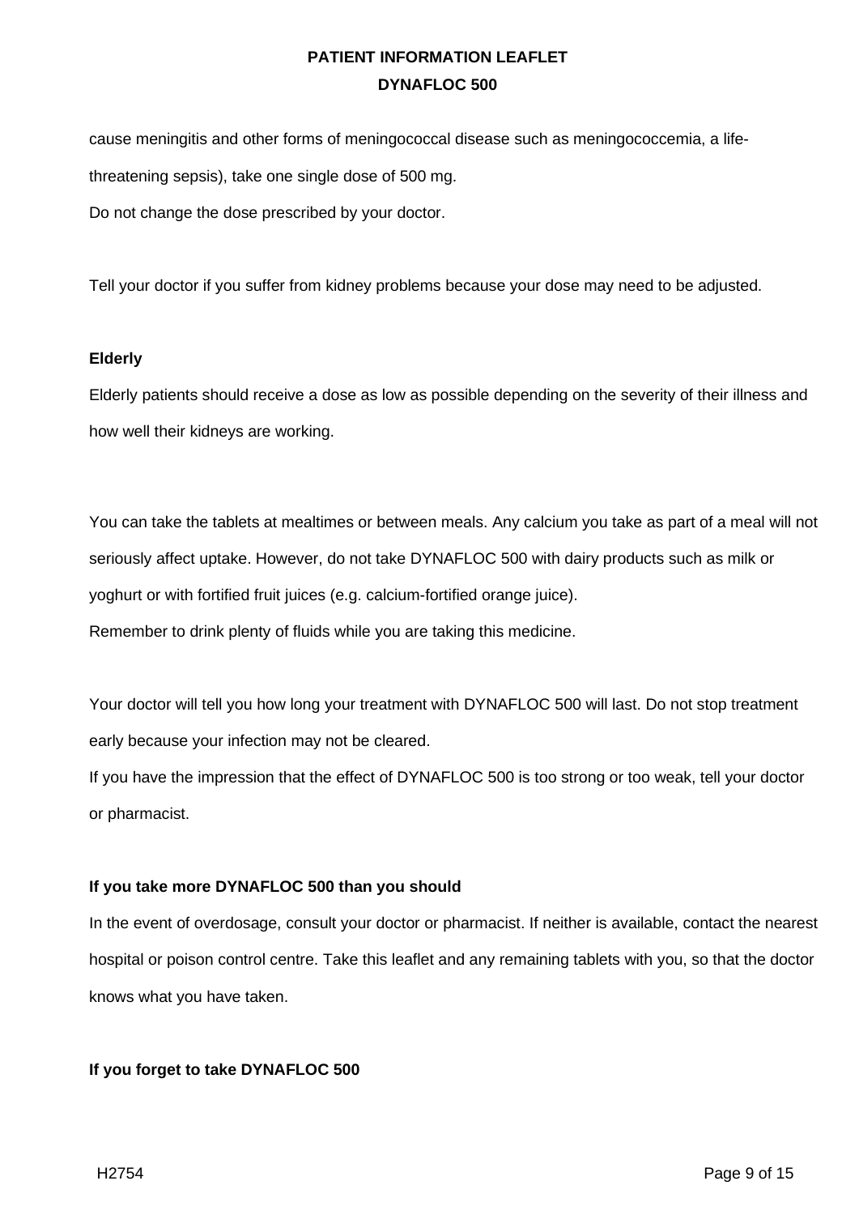cause meningitis and other forms of meningococcal disease such as meningococcemia, a life-threatening sepsis), take one single dose of 500 mg.

Do not change the dose prescribed by your doctor.

Tell your doctor if you suffer from kidney problems because your dose may need to be adjusted.

**Elderly**

Elderly patients should receive a dose as low as possible depending on the severity of their illness and how well their kidneys are working.

You can take the tablets at mealtimes or between meals. Any calcium you take as part of a meal will not seriously affect uptake. However, do not take DYNAFLOC 500 with dairy products such as milk or yoghurt or with fortified fruit juices (e.g. calcium-fortified orange juice).

Remember to drink plenty of fluids while you are taking this medicine.

Your doctor will tell you how long your treatment with DYNAFLOC 500 will last. Do not stop treatment early because your infection may not be cleared.

If you have the impression that the effect of DYNAFLOC 500 is too strong or too weak, tell your doctor or pharmacist.

**If you take more DYNAFLOC 500 than you should**

In the event of overdosage, consult your doctor or pharmacist. If neither is available, contact the nearest hospital or poison control centre. Take this leaflet and any remaining tablets with you, so that the doctor knows what you have taken.

**If you forget to take DYNAFLOC 500**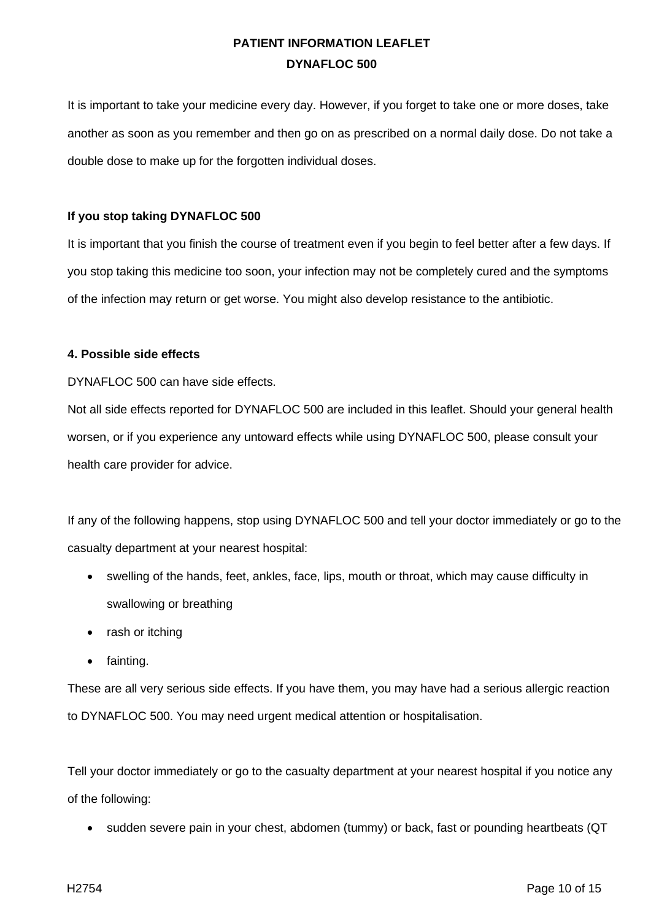It is important to take your medicine every day. However, if you forget to take one or more doses, take another as soon as you remember and then go on as prescribed on a normal daily dose. Do not take a double dose to make up for the forgotten individual doses.

**If you stop taking DYNAFLOC 500**

It is important that you finish the course of treatment even if you begin to feel better after a few days. If you stop taking this medicine too soon, your infection may not be completely cured and the symptoms of the infection may return or get worse. You might also develop resistance to the antibiotic.

**4. Possible side effects**

DYNAFLOC 500 can have side effects.

Not all side effects reported for DYNAFLOC 500 are included in this leaflet. Should your general health worsen, or if you experience any untoward effects while using DYNAFLOC 500, please consult your health care provider for advice.

If any of the following happens, stop using DYNAFLOC 500 and tell your doctor immediately or go to the casualty department at your nearest hospital:

- swelling of the hands, feet, ankles, face, lips, mouth or throat, which may cause difficulty in swallowing or breathing
- rash or itching
- fainting.

These are all very serious side effects. If you have them, you may have had a serious allergic reaction to DYNAFLOC 500. You may need urgent medical attention or hospitalisation.

Tell your doctor immediately or go to the casualty department at your nearest hospital if you notice any of the following:

- sudden severe pain in your chest, abdomen (tummy) or back, fast or pounding heartbeats (QT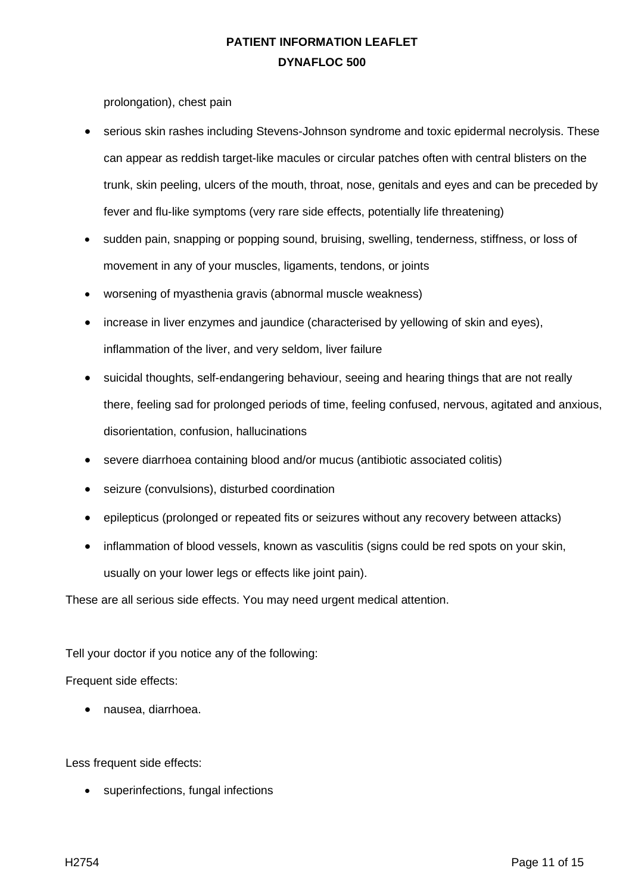prolongation), chest pain

- serious skin rashes including Stevens-Johnson syndrome and toxic epidermal necrolysis. These can appear as reddish target-like macules or circular patches often with central blisters on the trunk, skin peeling, ulcers of the mouth, throat, nose, genitals and eyes and can be preceded by fever and flu-like symptoms (very rare side effects, potentially life threatening)
- sudden pain, snapping or popping sound, bruising, swelling, tenderness, stiffness, or loss of movement in any of your muscles, ligaments, tendons, or joints
- worsening of myasthenia gravis (abnormal muscle weakness)
- increase in liver enzymes and jaundice (characterised by yellowing of skin and eyes), inflammation of the liver, and very seldom, liver failure
- suicidal thoughts, self-endangering behaviour, seeing and hearing things that are not really there, feeling sad for prolonged periods of time, feeling confused, nervous, agitated and anxious, disorientation, confusion, hallucinations
- severe diarrhoea containing blood and/or mucus (antibiotic associated colitis)
- seizure (convulsions), disturbed coordination
- epilepticus (prolonged or repeated fits or seizures without any recovery between attacks)
- inflammation of blood vessels, known as vasculitis (signs could be red spots on your skin, usually on your lower legs or effects like joint pain).

These are all serious side effects. You may need urgent medical attention.

Tell your doctor if you notice any of the following:

Frequent side effects:

- nausea, diarrhoea.

Less frequent side effects:

- superinfections, fungal infections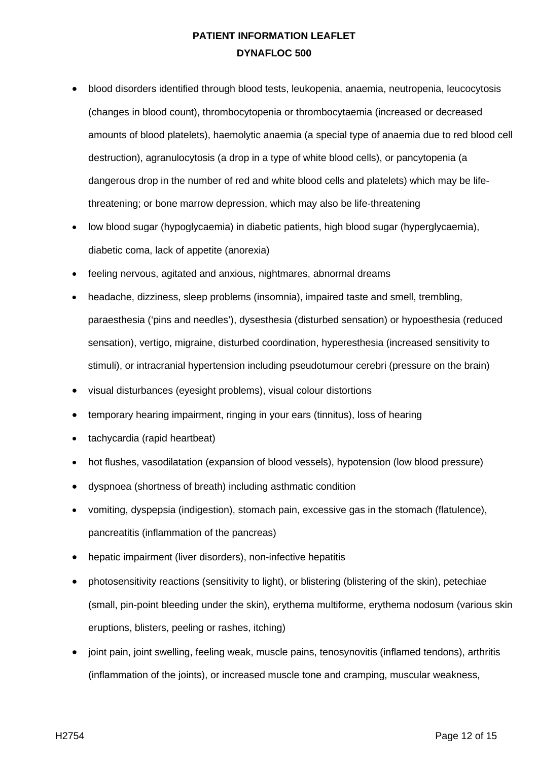- blood disorders identified through blood tests, leukopenia, anaemia, neutropenia, leucocytosis (changes in blood count), thrombocytopenia or thrombocytaemia (increased or decreased amounts of blood platelets), haemolytic anaemia (a special type of anaemia due to red blood cell destruction), agranulocytosis (a drop in a type of white blood cells), or pancytopenia (a dangerous drop in the number of red and white blood cells and platelets) which may be life-threatening; or bone marrow depression, which may also be life-threatening
- low blood sugar (hypoglycaemia) in diabetic patients, high blood sugar (hyperglycaemia), diabetic coma, lack of appetite (anorexia)
- feeling nervous, agitated and anxious, nightmares, abnormal dreams
- headache, dizziness, sleep problems (insomnia), impaired taste and smell, trembling, paraesthesia ('pins and needles'), dysesthesia (disturbed sensation) or hypoesthesia (reduced sensation), vertigo, migraine, disturbed coordination, hyperesthesia (increased sensitivity to stimuli), or intracranial hypertension including pseudotumour cerebri (pressure on the brain)
- visual disturbances (eyesight problems), visual colour distortions
- temporary hearing impairment, ringing in your ears (tinnitus), loss of hearing
- tachycardia (rapid heartbeat)
- hot flushes, vasodilatation (expansion of blood vessels), hypotension (low blood pressure)
- dyspnoea (shortness of breath) including asthmatic condition
- vomiting, dyspepsia (indigestion), stomach pain, excessive gas in the stomach (flatulence), pancreatitis (inflammation of the pancreas)
- hepatic impairment (liver disorders), non-infective hepatitis
- photosensitivity reactions (sensitivity to light), or blistering (blistering of the skin), petechiae (small, pin-point bleeding under the skin), erythema multiforme, erythema nodosum (various skin eruptions, blisters, peeling or rashes, itching)
- joint pain, joint swelling, feeling weak, muscle pains, tenosynovitis (inflamed tendons), arthritis (inflammation of the joints), or increased muscle tone and cramping, muscular weakness,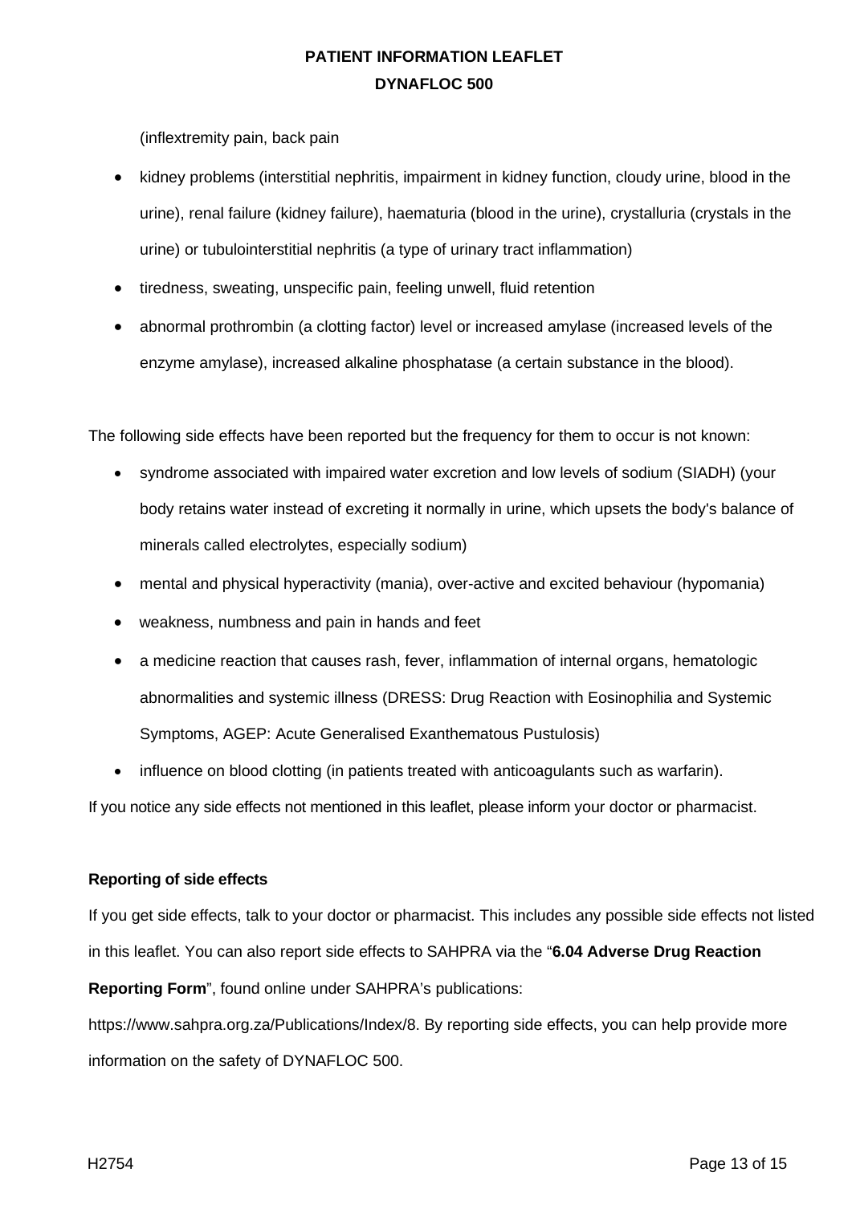(inflextremity pain, back pain

- kidney problems (interstitial nephritis, impairment in kidney function, cloudy urine, blood in the urine), renal failure (kidney failure), haematuria (blood in the urine), crystalluria (crystals in the urine) or tubulointerstitial nephritis (a type of urinary tract inflammation)
- tiredness, sweating, unspecific pain, feeling unwell, fluid retention
- abnormal prothrombin (a clotting factor) level or increased amylase (increased levels of the enzyme amylase), increased alkaline phosphatase (a certain substance in the blood).

The following side effects have been reported but the frequency for them to occur is not known:

- syndrome associated with impaired water excretion and low levels of sodium (SIADH) (your body retains water instead of excreting it normally in urine, which upsets the body's balance of minerals called electrolytes, especially sodium)
- mental and physical hyperactivity (mania), over-active and excited behaviour (hypomania)
- weakness, numbness and pain in hands and feet
- a medicine reaction that causes rash, fever, inflammation of internal organs, hematologic abnormalities and systemic illness (DRESS: Drug Reaction with Eosinophilia and Systemic Symptoms, AGEP: Acute Generalised Exanthematous Pustulosis)
- influence on blood clotting (in patients treated with anticoagulants such as warfarin).

If you notice any side effects not mentioned in this leaflet, please inform your doctor or pharmacist.

**Reporting of side effects**

If you get side effects, talk to your doctor or pharmacist. This includes any possible side effects not listed in this leaflet. You can also report side effects to SAHPRA via the "**6.04 Adverse Drug Reaction Reporting Form**", found online under SAHPRA's publications: https://www.sahpra.org.za/Publications/Index/8. By reporting side effects, you can help provide more information on the safety of DYNAFLOC 500.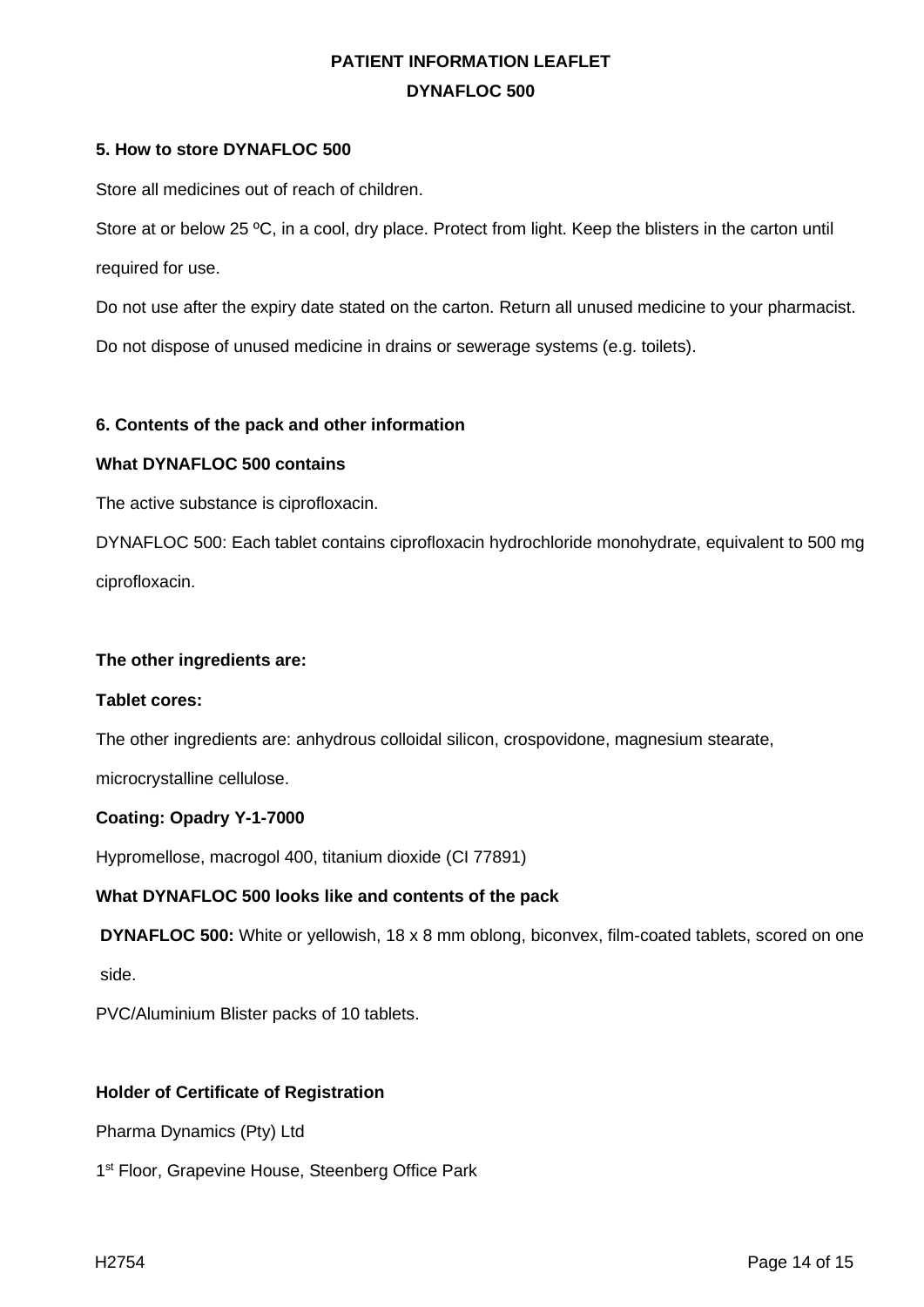### 5. How to store DYNAFLOC 500

Store all medicines out of reach of children.

Store at or below 25 ºC, in a cool, dry place. Protect from light. Keep the blisters in the carton until required for use.

Do not use after the expiry date stated on the carton. Return all unused medicine to your pharmacist.

Do not dispose of unused medicine in drains or sewerage systems (e.g. toilets).

### 6. Contents of the pack and other information

**What DYNAFLOC 500 contains**

The active substance is ciprofloxacin.

DYNAFLOC 500: Each tablet contains ciprofloxacin hydrochloride monohydrate, equivalent to 500 mg ciprofloxacin.

**The other ingredients are:**

**Tablet cores:**

The other ingredients are: anhydrous colloidal silicon, crospovidone, magnesium stearate, microcrystalline cellulose.

**Coating: Opadry Y-1-7000**

Hypromellose, macrogol 400, titanium dioxide (CI 77891)

**What DYNAFLOC 500 looks like and contents of the pack**

**DYNAFLOC 500:** White or yellowish, 18 x 8 mm oblong, biconvex, film-coated tablets, scored on one side.

PVC/Aluminium Blister packs of 10 tablets.

**Holder of Certificate of Registration**

Pharma Dynamics (Pty) Ltd

1st Floor, Grapevine House, Steenberg Office Park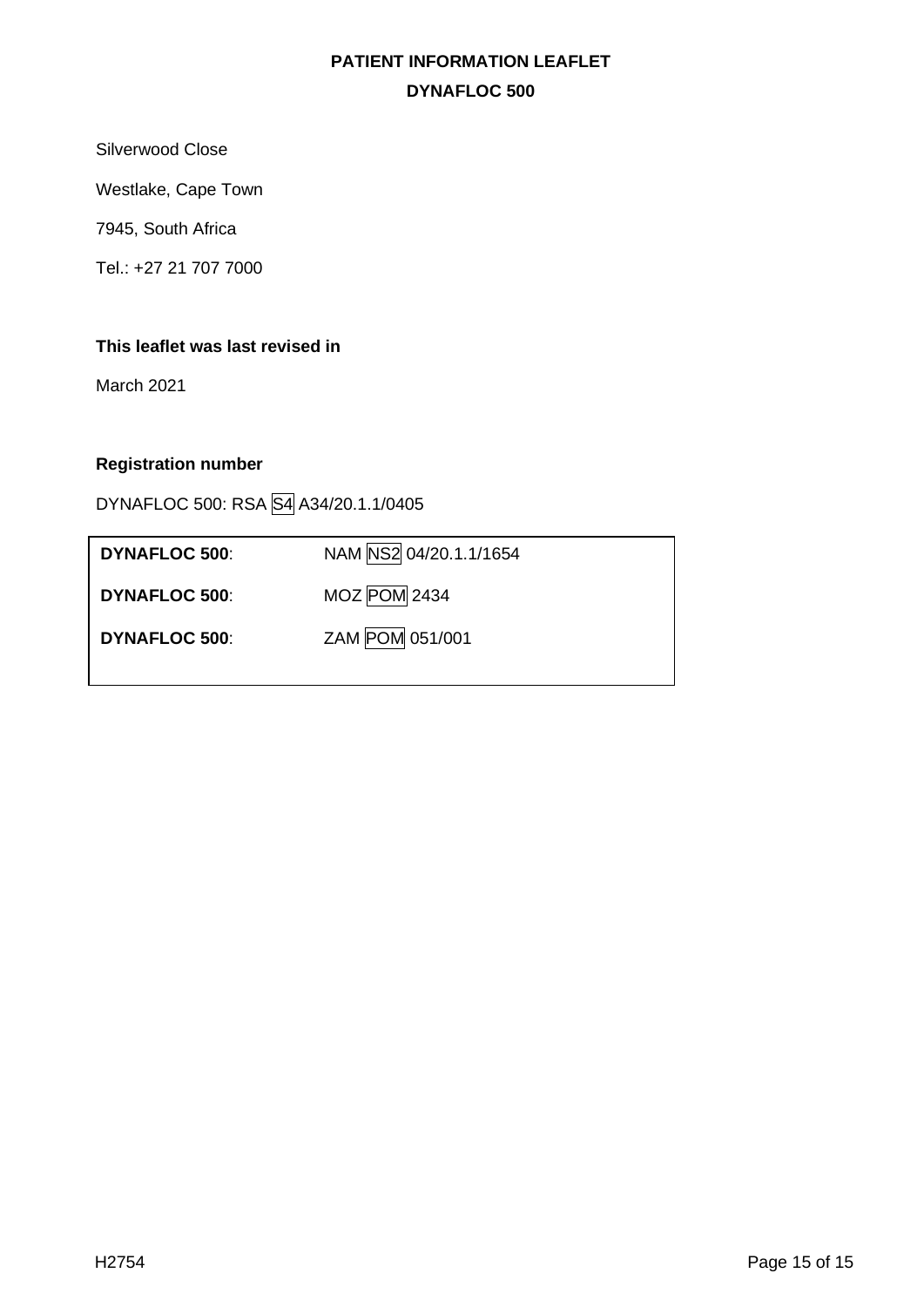Silverwood Close

Westlake, Cape Town

7945, South Africa

Tel.: +27 21 707 7000

**This leaflet was last revised in**

March 2021

**Registration number**

DYNAFLOC 500: RSA S4 A34/20.1.1/0405

| | |
|---|---|
| **DYNAFLOC 500**: | NAM NS2 04/20.1.1/1654 |
| **DYNAFLOC 500**: | MOZ POM 2434 |
| **DYNAFLOC 500**: | ZAM POM 051/001 |

H2754